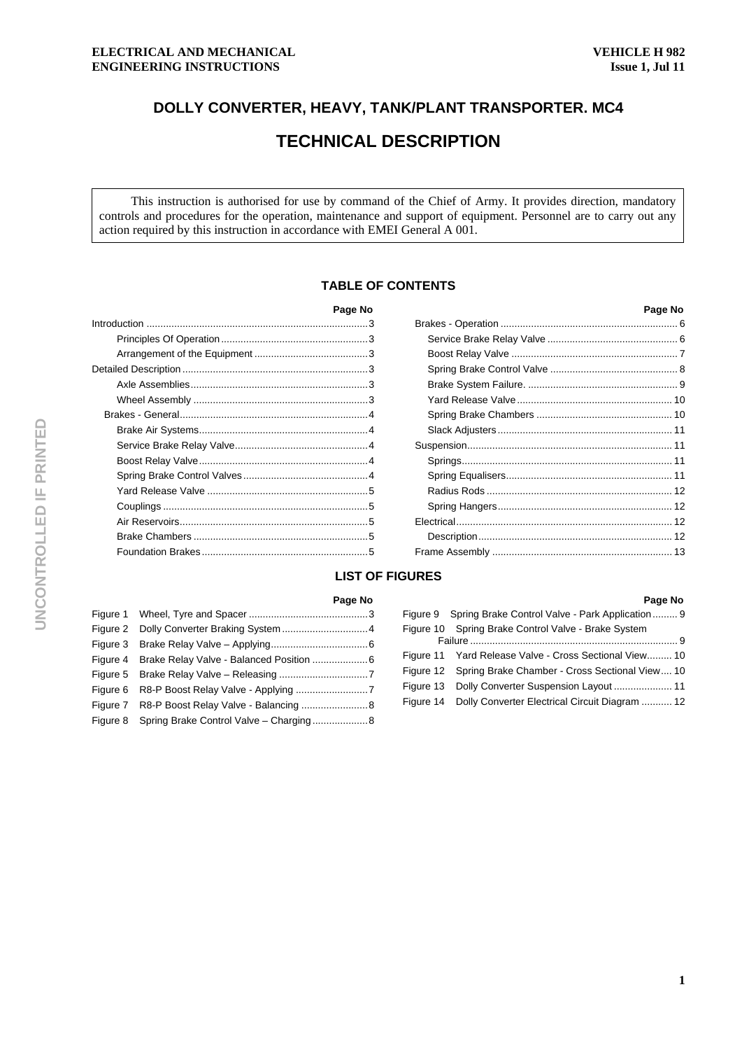**ELECTRICAL AND MECHANICAL ENGINEERING INSTRUCTIONS**

**VEHICLE H 982**
**Issue 1, Jul 11**

# DOLLY CONVERTER, HEAVY, TANK/PLANT TRANSPORTER. MC4

# TECHNICAL DESCRIPTION

This instruction is authorised for use by command of the Chief of Army. It provides direction, mandatory controls and procedures for the operation, maintenance and support of equipment. Personnel are to carry out any action required by this instruction in accordance with EMEI General A 001.

## TABLE OF CONTENTS

| | Page No |
|---|---|
| Introduction | 3 |
| Principles Of Operation | 3 |
| Arrangement of the Equipment | 3 |
| Detailed Description | 3 |
| Axle Assemblies | 3 |
| Wheel Assembly | 3 |
| Brakes - General | 4 |
| Brake Air Systems | 4 |
| Service Brake Relay Valve | 4 |
| Boost Relay Valve | 4 |
| Spring Brake Control Valves | 4 |
| Yard Release Valve | 5 |
| Couplings | 5 |
| Air Reservoirs | 5 |
| Brake Chambers | 5 |
| Foundation Brakes | 5 |
| Brakes - Operation | 6 |
| Service Brake Relay Valve | 6 |
| Boost Relay Valve | 7 |
| Spring Brake Control Valve | 8 |
| Brake System Failure. | 9 |
| Yard Release Valve | 10 |
| Spring Brake Chambers | 10 |
| Slack Adjusters | 11 |
| Suspension | 11 |
| Springs | 11 |
| Spring Equalisers | 11 |
| Radius Rods | 12 |
| Spring Hangers | 12 |
| Electrical | 12 |
| Description | 12 |
| Frame Assembly | 13 |

## LIST OF FIGURES

| | | Page No |
|---|---|---|
| Figure 1 | Wheel, Tyre and Spacer | 3 |
| Figure 2 | Dolly Converter Braking System | 4 |
| Figure 3 | Brake Relay Valve – Applying | 6 |
| Figure 4 | Brake Relay Valve - Balanced Position | 6 |
| Figure 5 | Brake Relay Valve – Releasing | 7 |
| Figure 6 | R8-P Boost Relay Valve - Applying | 7 |
| Figure 7 | R8-P Boost Relay Valve - Balancing | 8 |
| Figure 8 | Spring Brake Control Valve – Charging | 8 |
| Figure 9 | Spring Brake Control Valve - Park Application | 9 |
| Figure 10 | Spring Brake Control Valve - Brake System Failure | 9 |
| Figure 11 | Yard Release Valve - Cross Sectional View | 10 |
| Figure 12 | Spring Brake Chamber - Cross Sectional View | 10 |
| Figure 13 | Dolly Converter Suspension Layout | 11 |
| Figure 14 | Dolly Converter Electrical Circuit Diagram | 12 |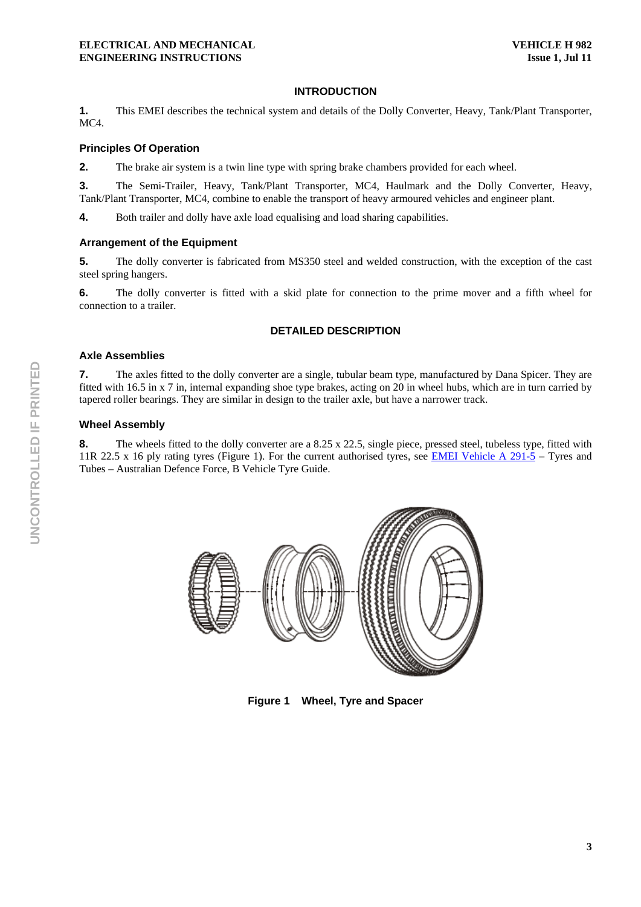## INTRODUCTION

**1.** This EMEI describes the technical system and details of the Dolly Converter, Heavy, Tank/Plant Transporter, MC4.

### Principles Of Operation

**2.** The brake air system is a twin line type with spring brake chambers provided for each wheel.

**3.** The Semi-Trailer, Heavy, Tank/Plant Transporter, MC4, Haulmark and the Dolly Converter, Heavy, Tank/Plant Transporter, MC4, combine to enable the transport of heavy armoured vehicles and engineer plant.

**4.** Both trailer and dolly have axle load equalising and load sharing capabilities.

### Arrangement of the Equipment

**5.** The dolly converter is fabricated from MS350 steel and welded construction, with the exception of the cast steel spring hangers.

**6.** The dolly converter is fitted with a skid plate for connection to the prime mover and a fifth wheel for connection to a trailer.

## DETAILED DESCRIPTION

### Axle Assemblies

**7.** The axles fitted to the dolly converter are a single, tubular beam type, manufactured by Dana Spicer. They are fitted with 16.5 in x 7 in, internal expanding shoe type brakes, acting on 20 in wheel hubs, which are in turn carried by tapered roller bearings. They are similar in design to the trailer axle, but have a narrower track.

### Wheel Assembly

**8.** The wheels fitted to the dolly converter are a 8.25 x 22.5, single piece, pressed steel, tubeless type, fitted with 11R 22.5 x 16 ply rating tyres (Figure 1). For the current authorised tyres, see EMEI Vehicle A 291-5 – Tyres and Tubes – Australian Defence Force, B Vehicle Tyre Guide.

**Figure 1 Wheel, Tyre and Spacer**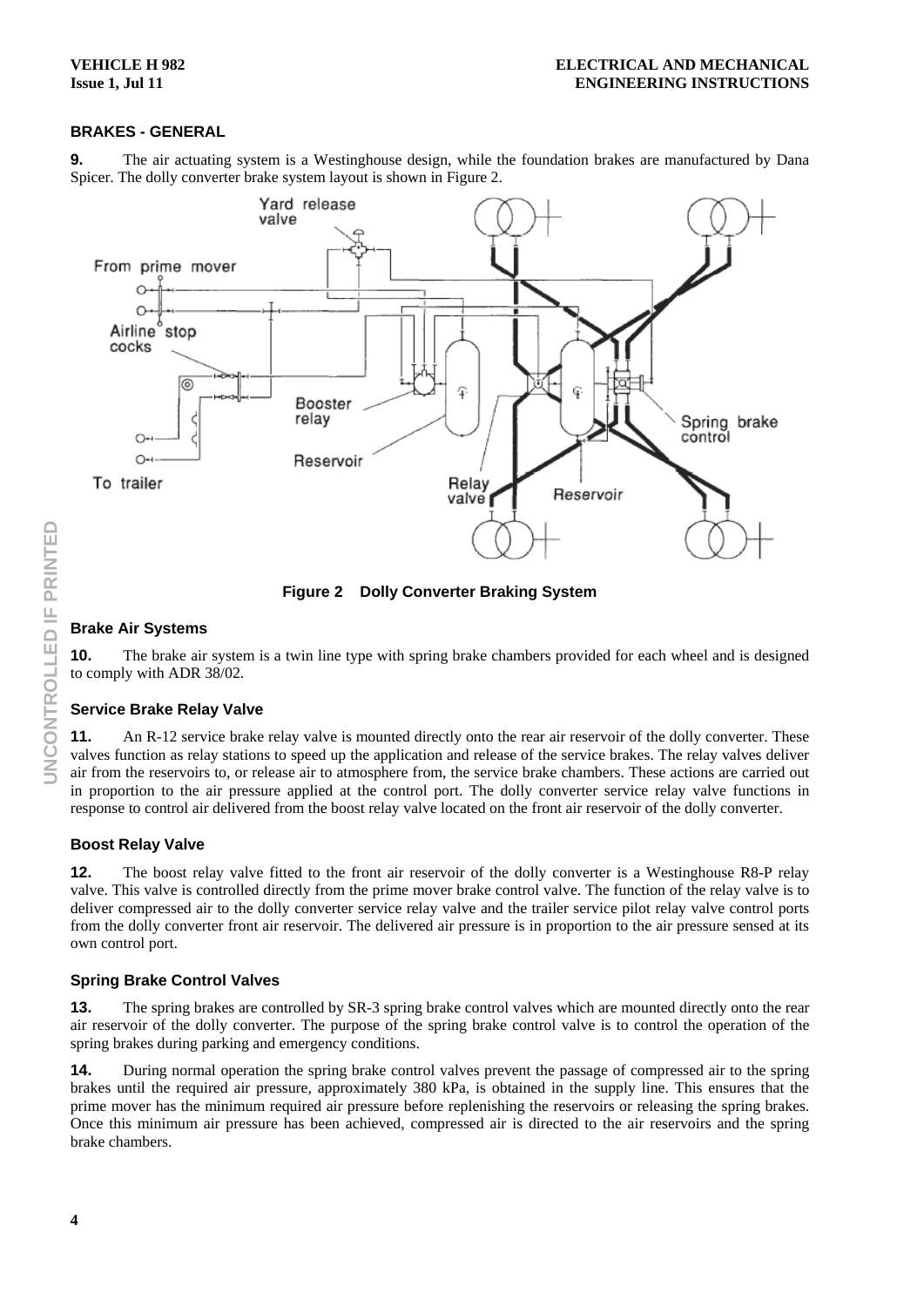## BRAKES - GENERAL

**9.** The air actuating system is a Westinghouse design, while the foundation brakes are manufactured by Dana Spicer. The dolly converter brake system layout is shown in Figure 2.

**Figure 2 Dolly Converter Braking System**

### Brake Air Systems

**10.** The brake air system is a twin line type with spring brake chambers provided for each wheel and is designed to comply with ADR 38/02.

### Service Brake Relay Valve

**11.** An R-12 service brake relay valve is mounted directly onto the rear air reservoir of the dolly converter. These valves function as relay stations to speed up the application and release of the service brakes. The relay valves deliver air from the reservoirs to, or release air to atmosphere from, the service brake chambers. These actions are carried out in proportion to the air pressure applied at the control port. The dolly converter service relay valve functions in response to control air delivered from the boost relay valve located on the front air reservoir of the dolly converter.

### Boost Relay Valve

**12.** The boost relay valve fitted to the front air reservoir of the dolly converter is a Westinghouse R8-P relay valve. This valve is controlled directly from the prime mover brake control valve. The function of the relay valve is to deliver compressed air to the dolly converter service relay valve and the trailer service pilot relay valve control ports from the dolly converter front air reservoir. The delivered air pressure is in proportion to the air pressure sensed at its own control port.

### Spring Brake Control Valves

**13.** The spring brakes are controlled by SR-3 spring brake control valves which are mounted directly onto the rear air reservoir of the dolly converter. The purpose of the spring brake control valve is to control the operation of the spring brakes during parking and emergency conditions.

**14.** During normal operation the spring brake control valves prevent the passage of compressed air to the spring brakes until the required air pressure, approximately 380 kPa, is obtained in the supply line. This ensures that the prime mover has the minimum required air pressure before replenishing the reservoirs or releasing the spring brakes. Once this minimum air pressure has been achieved, compressed air is directed to the air reservoirs and the spring brake chambers.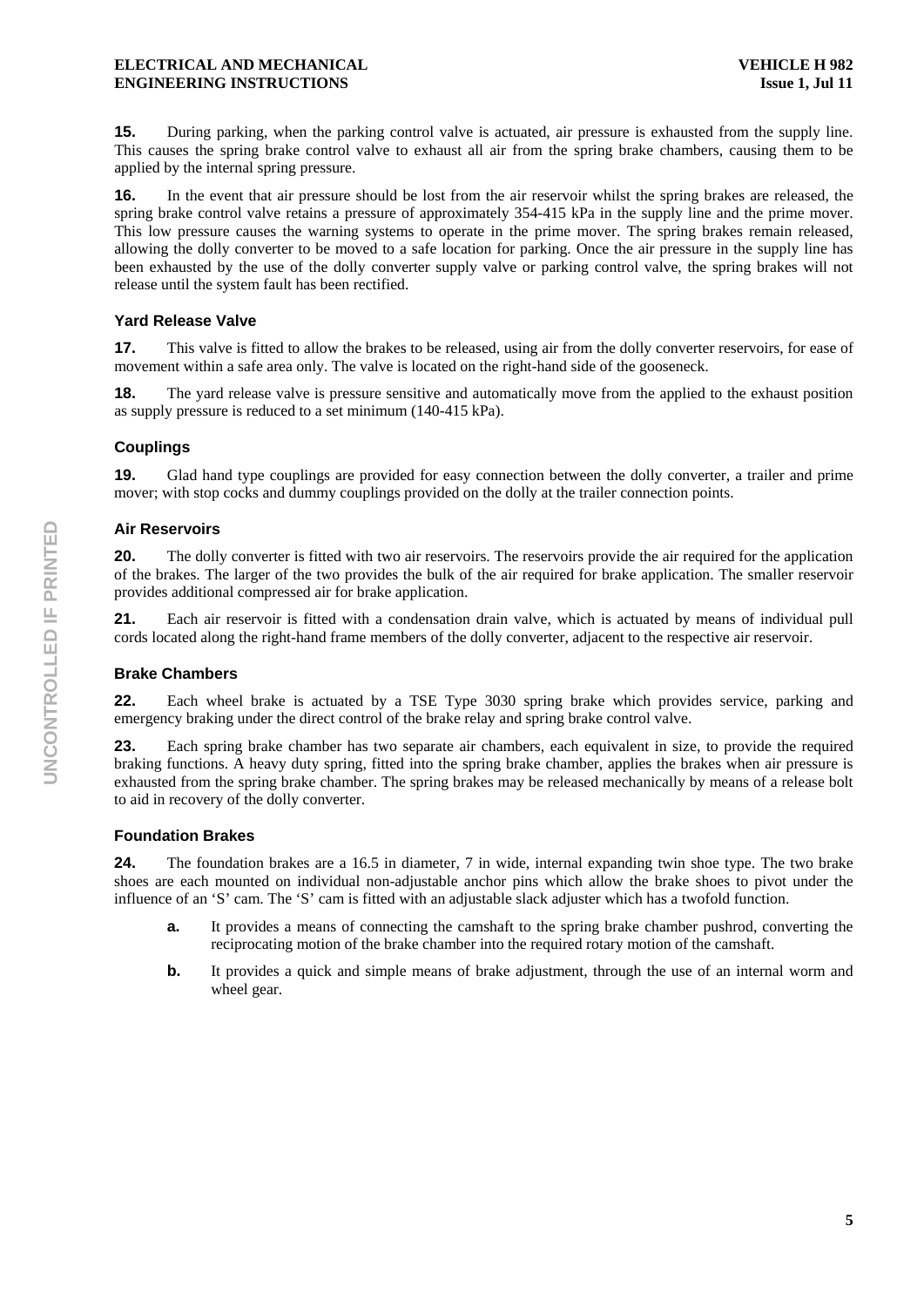**15.** During parking, when the parking control valve is actuated, air pressure is exhausted from the supply line. This causes the spring brake control valve to exhaust all air from the spring brake chambers, causing them to be applied by the internal spring pressure.

**16.** In the event that air pressure should be lost from the air reservoir whilst the spring brakes are released, the spring brake control valve retains a pressure of approximately 354-415 kPa in the supply line and the prime mover. This low pressure causes the warning systems to operate in the prime mover. The spring brakes remain released, allowing the dolly converter to be moved to a safe location for parking. Once the air pressure in the supply line has been exhausted by the use of the dolly converter supply valve or parking control valve, the spring brakes will not release until the system fault has been rectified.

### Yard Release Valve

**17.** This valve is fitted to allow the brakes to be released, using air from the dolly converter reservoirs, for ease of movement within a safe area only. The valve is located on the right-hand side of the gooseneck.

**18.** The yard release valve is pressure sensitive and automatically move from the applied to the exhaust position as supply pressure is reduced to a set minimum (140-415 kPa).

### Couplings

**19.** Glad hand type couplings are provided for easy connection between the dolly converter, a trailer and prime mover; with stop cocks and dummy couplings provided on the dolly at the trailer connection points.

### Air Reservoirs

**20.** The dolly converter is fitted with two air reservoirs. The reservoirs provide the air required for the application of the brakes. The larger of the two provides the bulk of the air required for brake application. The smaller reservoir provides additional compressed air for brake application.

**21.** Each air reservoir is fitted with a condensation drain valve, which is actuated by means of individual pull cords located along the right-hand frame members of the dolly converter, adjacent to the respective air reservoir.

### Brake Chambers

**22.** Each wheel brake is actuated by a TSE Type 3030 spring brake which provides service, parking and emergency braking under the direct control of the brake relay and spring brake control valve.

**23.** Each spring brake chamber has two separate air chambers, each equivalent in size, to provide the required braking functions. A heavy duty spring, fitted into the spring brake chamber, applies the brakes when air pressure is exhausted from the spring brake chamber. The spring brakes may be released mechanically by means of a release bolt to aid in recovery of the dolly converter.

### Foundation Brakes

**24.** The foundation brakes are a 16.5 in diameter, 7 in wide, internal expanding twin shoe type. The two brake shoes are each mounted on individual non-adjustable anchor pins which allow the brake shoes to pivot under the influence of an 'S' cam. The 'S' cam is fitted with an adjustable slack adjuster which has a twofold function.

- **a.** It provides a means of connecting the camshaft to the spring brake chamber pushrod, converting the reciprocating motion of the brake chamber into the required rotary motion of the camshaft.
- **b.** It provides a quick and simple means of brake adjustment, through the use of an internal worm and wheel gear.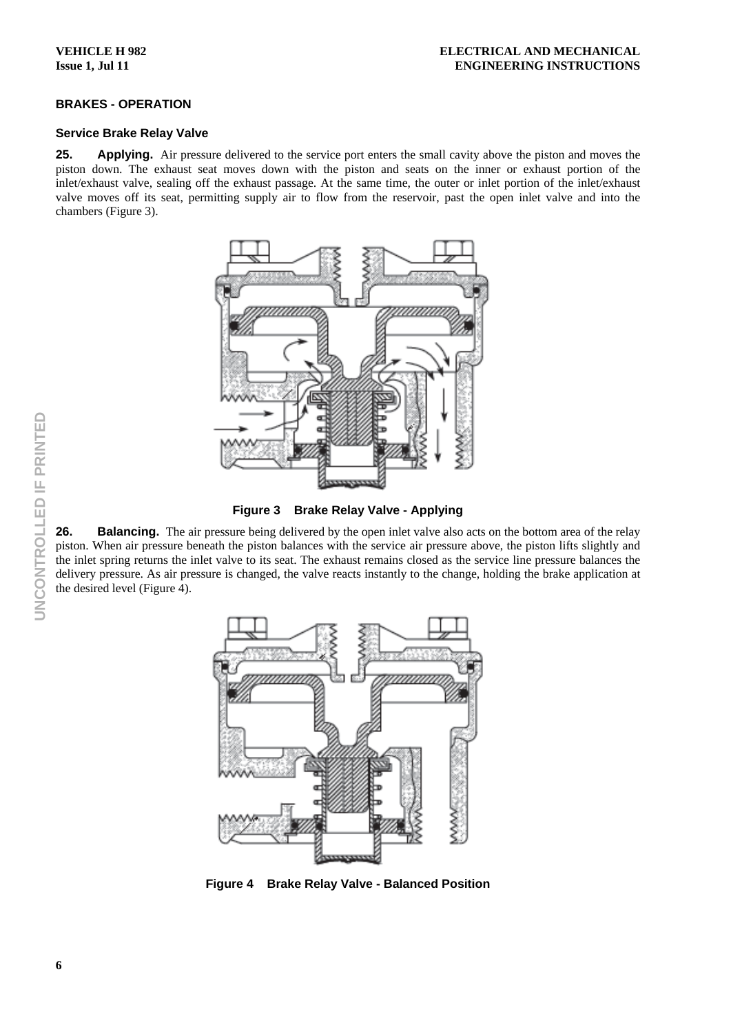## BRAKES - OPERATION

### Service Brake Relay Valve

**25. Applying.** Air pressure delivered to the service port enters the small cavity above the piston and moves the piston down. The exhaust seat moves down with the piston and seats on the inner or exhaust portion of the inlet/exhaust valve, sealing off the exhaust passage. At the same time, the outer or inlet portion of the inlet/exhaust valve moves off its seat, permitting supply air to flow from the reservoir, past the open inlet valve and into the chambers (Figure 3).

**Figure 3 Brake Relay Valve - Applying**

**26. Balancing.** The air pressure being delivered by the open inlet valve also acts on the bottom area of the relay piston. When air pressure beneath the piston balances with the service air pressure above, the piston lifts slightly and the inlet spring returns the inlet valve to its seat. The exhaust remains closed as the service line pressure balances the delivery pressure. As air pressure is changed, the valve reacts instantly to the change, holding the brake application at the desired level (Figure 4).

**Figure 4 Brake Relay Valve - Balanced Position**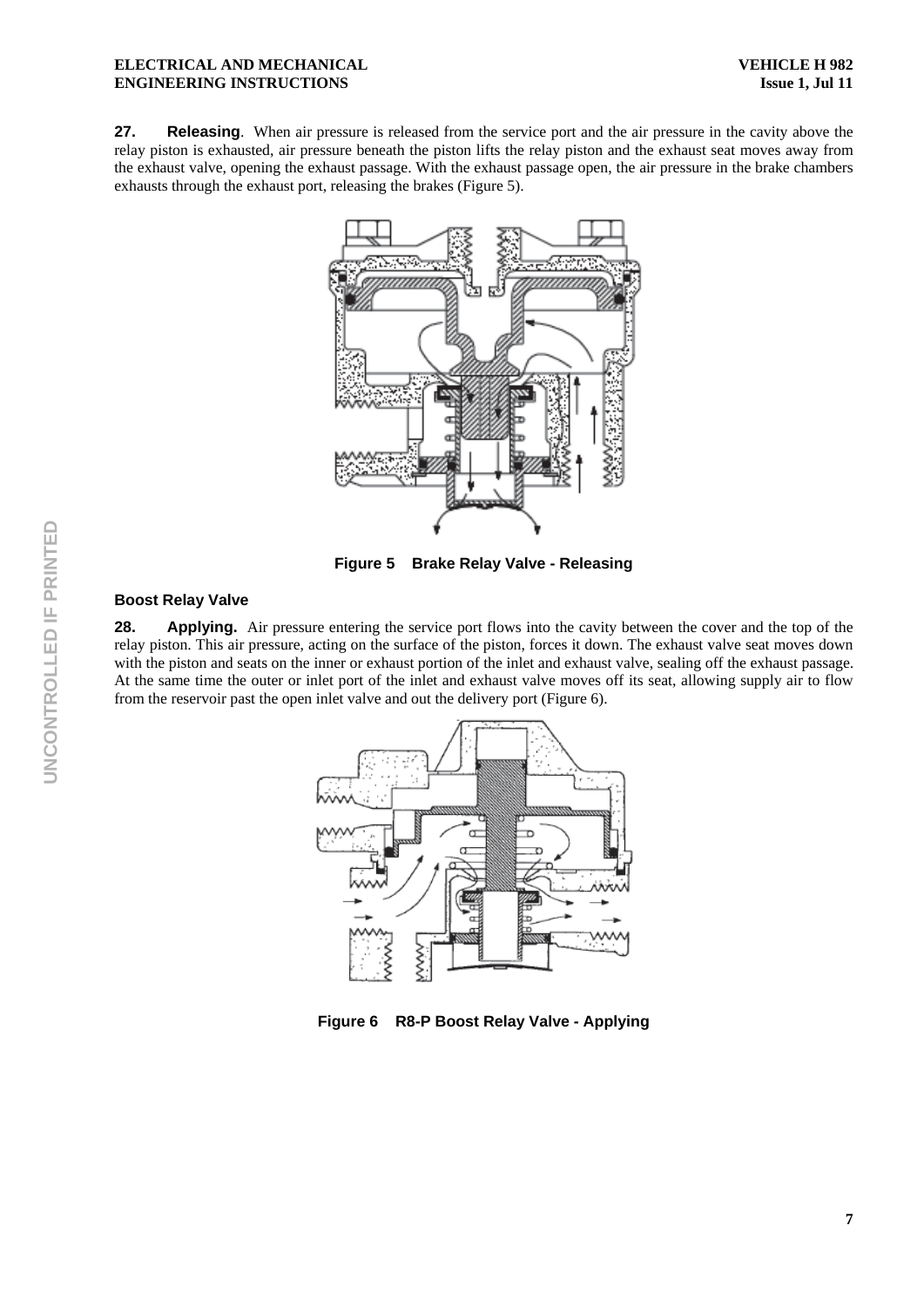**27. Releasing**. When air pressure is released from the service port and the air pressure in the cavity above the relay piston is exhausted, air pressure beneath the piston lifts the relay piston and the exhaust seat moves away from the exhaust valve, opening the exhaust passage. With the exhaust passage open, the air pressure in the brake chambers exhausts through the exhaust port, releasing the brakes (Figure 5).

**Figure 5 Brake Relay Valve - Releasing**

### Boost Relay Valve

**28. Applying.** Air pressure entering the service port flows into the cavity between the cover and the top of the relay piston. This air pressure, acting on the surface of the piston, forces it down. The exhaust valve seat moves down with the piston and seats on the inner or exhaust portion of the inlet and exhaust valve, sealing off the exhaust passage. At the same time the outer or inlet port of the inlet and exhaust valve moves off its seat, allowing supply air to flow from the reservoir past the open inlet valve and out the delivery port (Figure 6).

**Figure 6 R8-P Boost Relay Valve - Applying**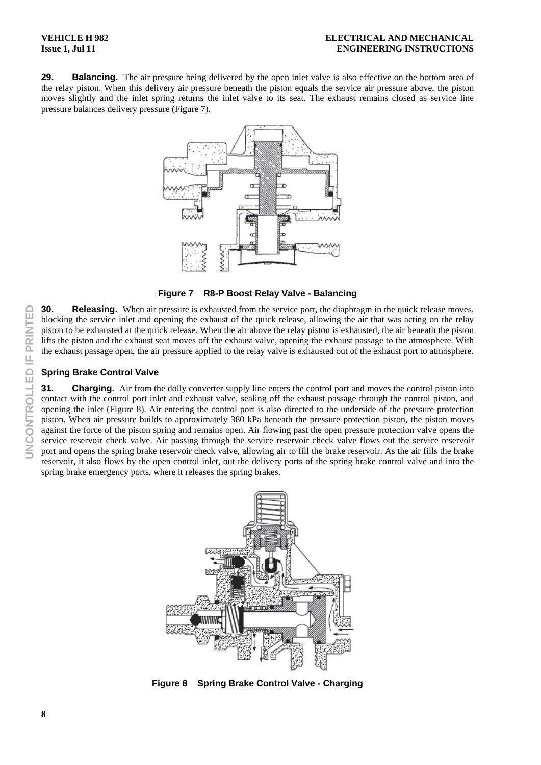**29. Balancing.** The air pressure being delivered by the open inlet valve is also effective on the bottom area of the relay piston. When this delivery air pressure beneath the piston equals the service air pressure above, the piston moves slightly and the inlet spring returns the inlet valve to its seat. The exhaust remains closed as service line pressure balances delivery pressure (Figure 7).

**Figure 7 R8-P Boost Relay Valve - Balancing**

**30. Releasing.** When air pressure is exhausted from the service port, the diaphragm in the quick release moves, blocking the service inlet and opening the exhaust of the quick release, allowing the air that was acting on the relay piston to be exhausted at the quick release. When the air above the relay piston is exhausted, the air beneath the piston lifts the piston and the exhaust seat moves off the exhaust valve, opening the exhaust passage to the atmosphere. With the exhaust passage open, the air pressure applied to the relay valve is exhausted out of the exhaust port to atmosphere.

### Spring Brake Control Valve

**31. Charging.** Air from the dolly converter supply line enters the control port and moves the control piston into contact with the control port inlet and exhaust valve, sealing off the exhaust passage through the control piston, and opening the inlet (Figure 8). Air entering the control port is also directed to the underside of the pressure protection piston. When air pressure builds to approximately 380 kPa beneath the pressure protection piston, the piston moves against the force of the piston spring and remains open. Air flowing past the open pressure protection valve opens the service reservoir check valve. Air passing through the service reservoir check valve flows out the service reservoir port and opens the spring brake reservoir check valve, allowing air to fill the brake reservoir. As the air fills the brake reservoir, it also flows by the open control inlet, out the delivery ports of the spring brake control valve and into the spring brake emergency ports, where it releases the spring brakes.

**Figure 8 Spring Brake Control Valve - Charging**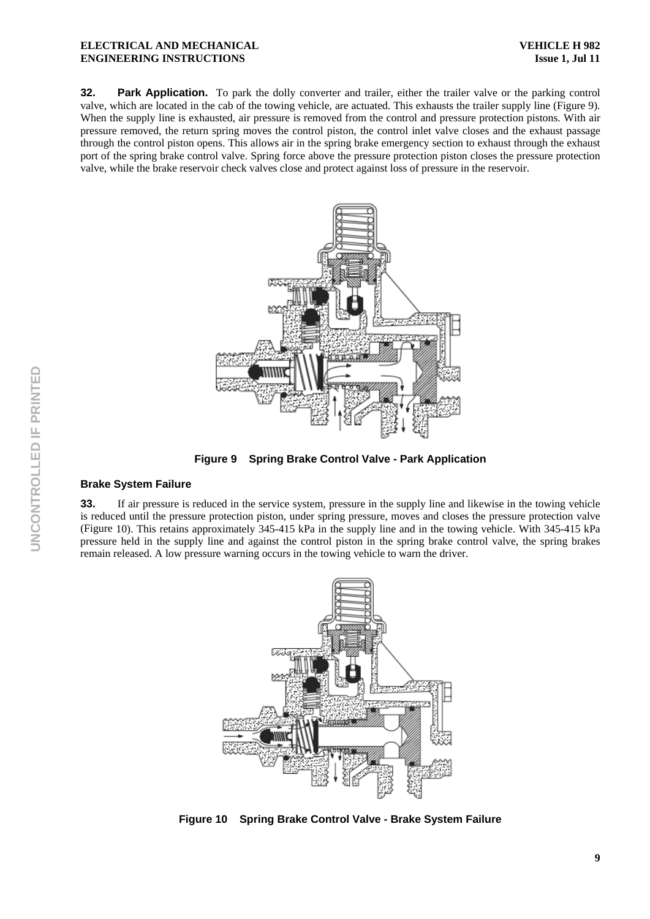**32. Park Application.** To park the dolly converter and trailer, either the trailer valve or the parking control valve, which are located in the cab of the towing vehicle, are actuated. This exhausts the trailer supply line (Figure 9). When the supply line is exhausted, air pressure is removed from the control and pressure protection pistons. With air pressure removed, the return spring moves the control piston, the control inlet valve closes and the exhaust passage through the control piston opens. This allows air in the spring brake emergency section to exhaust through the exhaust port of the spring brake control valve. Spring force above the pressure protection piston closes the pressure protection valve, while the brake reservoir check valves close and protect against loss of pressure in the reservoir.

**Figure 9 Spring Brake Control Valve - Park Application**

### Brake System Failure

**33.** If air pressure is reduced in the service system, pressure in the supply line and likewise in the towing vehicle is reduced until the pressure protection piston, under spring pressure, moves and closes the pressure protection valve (Figure 10). This retains approximately 345-415 kPa in the supply line and in the towing vehicle. With 345-415 kPa pressure held in the supply line and against the control piston in the spring brake control valve, the spring brakes remain released. A low pressure warning occurs in the towing vehicle to warn the driver.

**Figure 10 Spring Brake Control Valve - Brake System Failure**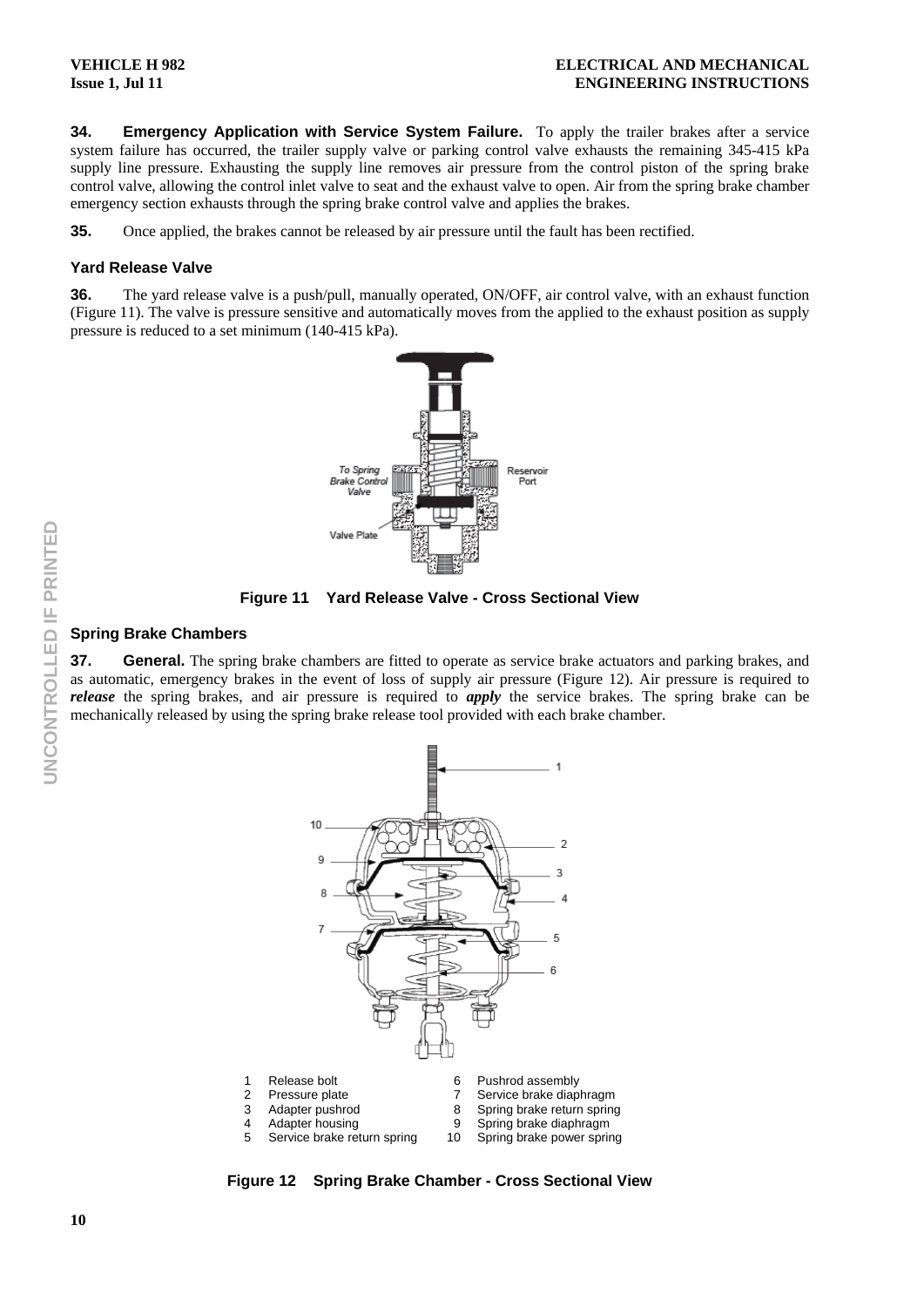**34. Emergency Application with Service System Failure.** To apply the trailer brakes after a service system failure has occurred, the trailer supply valve or parking control valve exhausts the remaining 345-415 kPa supply line pressure. Exhausting the supply line removes air pressure from the control piston of the spring brake control valve, allowing the control inlet valve to seat and the exhaust valve to open. Air from the spring brake chamber emergency section exhausts through the spring brake control valve and applies the brakes.

**35.** Once applied, the brakes cannot be released by air pressure until the fault has been rectified.

### Yard Release Valve

**36.** The yard release valve is a push/pull, manually operated, ON/OFF, air control valve, with an exhaust function (Figure 11). The valve is pressure sensitive and automatically moves from the applied to the exhaust position as supply pressure is reduced to a set minimum (140-415 kPa).

To Spring Brake Control Valve

Reservoir Port

Valve Plate

**Figure 11 Yard Release Valve - Cross Sectional View**

### Spring Brake Chambers

**37. General.** The spring brake chambers are fitted to operate as service brake actuators and parking brakes, and as automatic, emergency brakes in the event of loss of supply air pressure (Figure 12). Air pressure is required to ***release*** the spring brakes, and air pressure is required to ***apply*** the service brakes. The spring brake can be mechanically released by using the spring brake release tool provided with each brake chamber.

| | | | |
|---|---|---|---|
| 1 | Release bolt | 6 | Pushrod assembly |
| 2 | Pressure plate | 7 | Service brake diaphragm |
| 3 | Adapter pushrod | 8 | Spring brake return spring |
| 4 | Adapter housing | 9 | Spring brake diaphragm |
| 5 | Service brake return spring | 10 | Spring brake power spring |

**Figure 12 Spring Brake Chamber - Cross Sectional View**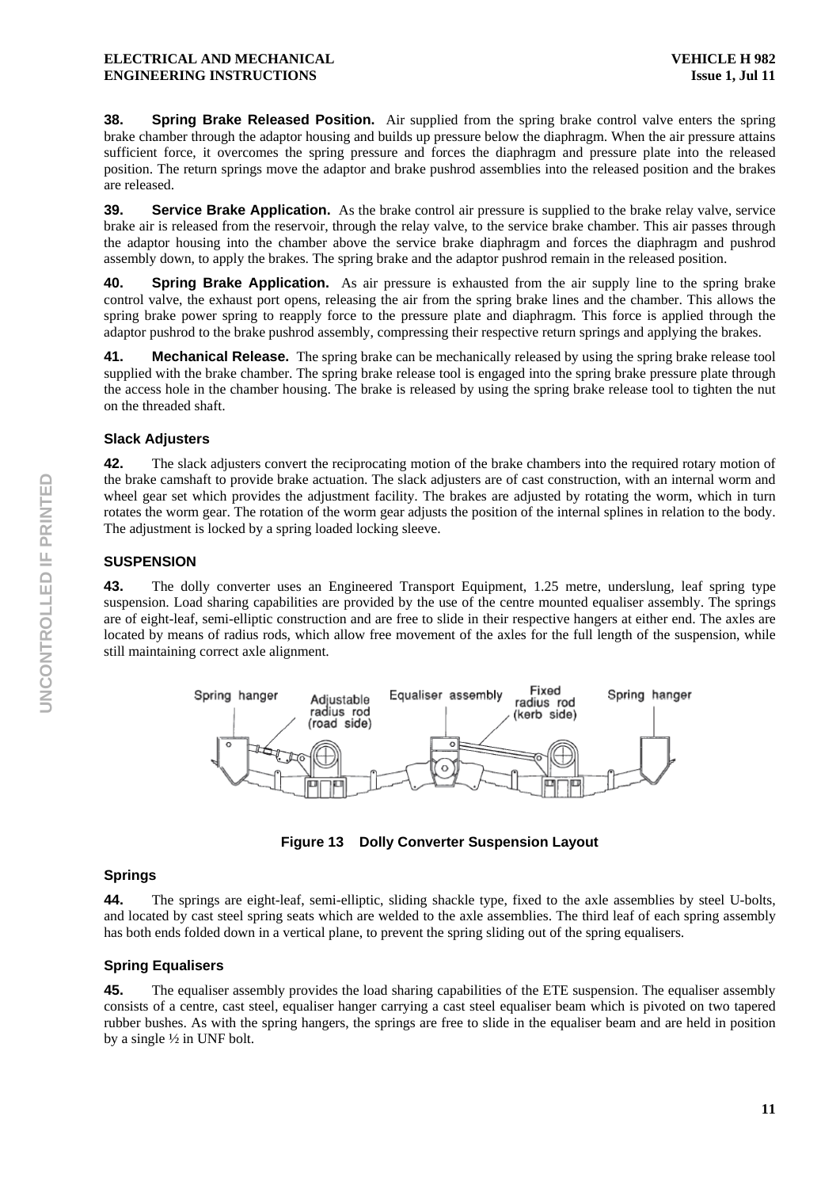**38. Spring Brake Released Position.** Air supplied from the spring brake control valve enters the spring brake chamber through the adaptor housing and builds up pressure below the diaphragm. When the air pressure attains sufficient force, it overcomes the spring pressure and forces the diaphragm and pressure plate into the released position. The return springs move the adaptor and brake pushrod assemblies into the released position and the brakes are released.

**39. Service Brake Application.** As the brake control air pressure is supplied to the brake relay valve, service brake air is released from the reservoir, through the relay valve, to the service brake chamber. This air passes through the adaptor housing into the chamber above the service brake diaphragm and forces the diaphragm and pushrod assembly down, to apply the brakes. The spring brake and the adaptor pushrod remain in the released position.

**40. Spring Brake Application.** As air pressure is exhausted from the air supply line to the spring brake control valve, the exhaust port opens, releasing the air from the spring brake lines and the chamber. This allows the spring brake power spring to reapply force to the pressure plate and diaphragm. This force is applied through the adaptor pushrod to the brake pushrod assembly, compressing their respective return springs and applying the brakes.

**41. Mechanical Release.** The spring brake can be mechanically released by using the spring brake release tool supplied with the brake chamber. The spring brake release tool is engaged into the spring brake pressure plate through the access hole in the chamber housing. The brake is released by using the spring brake release tool to tighten the nut on the threaded shaft.

### Slack Adjusters

**42.** The slack adjusters convert the reciprocating motion of the brake chambers into the required rotary motion of the brake camshaft to provide brake actuation. The slack adjusters are of cast construction, with an internal worm and wheel gear set which provides the adjustment facility. The brakes are adjusted by rotating the worm, which in turn rotates the worm gear. The rotation of the worm gear adjusts the position of the internal splines in relation to the body. The adjustment is locked by a spring loaded locking sleeve.

## SUSPENSION

**43.** The dolly converter uses an Engineered Transport Equipment, 1.25 metre, underslung, leaf spring type suspension. Load sharing capabilities are provided by the use of the centre mounted equaliser assembly. The springs are of eight-leaf, semi-elliptic construction and are free to slide in their respective hangers at either end. The axles are located by means of radius rods, which allow free movement of the axles for the full length of the suspension, while still maintaining correct axle alignment.

**Figure 13 Dolly Converter Suspension Layout**

### Springs

**44.** The springs are eight-leaf, semi-elliptic, sliding shackle type, fixed to the axle assemblies by steel U-bolts, and located by cast steel spring seats which are welded to the axle assemblies. The third leaf of each spring assembly has both ends folded down in a vertical plane, to prevent the spring sliding out of the spring equalisers.

### Spring Equalisers

**45.** The equaliser assembly provides the load sharing capabilities of the ETE suspension. The equaliser assembly consists of a centre, cast steel, equaliser hanger carrying a cast steel equaliser beam which is pivoted on two tapered rubber bushes. As with the spring hangers, the springs are free to slide in the equaliser beam and are held in position by a single ½ in UNF bolt.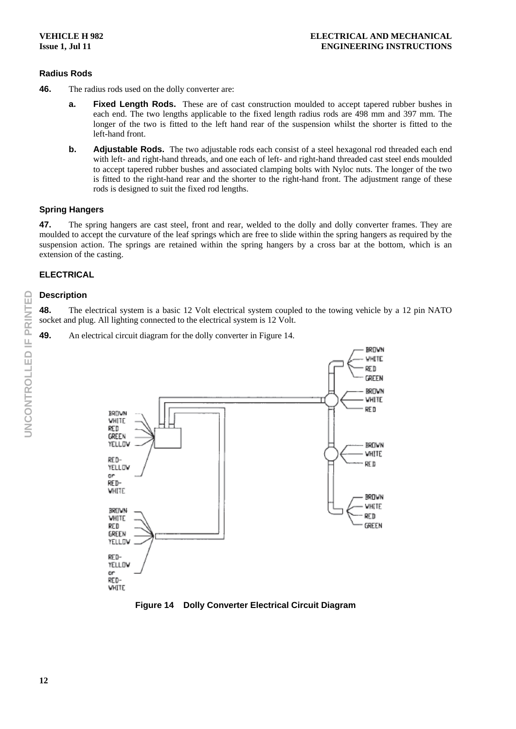### Radius Rods

**46.** The radius rods used on the dolly converter are:

**a. Fixed Length Rods.** These are of cast construction moulded to accept tapered rubber bushes in each end. The two lengths applicable to the fixed length radius rods are 498 mm and 397 mm. The longer of the two is fitted to the left hand rear of the suspension whilst the shorter is fitted to the left-hand front.

**b. Adjustable Rods.** The two adjustable rods each consist of a steel hexagonal rod threaded each end with left- and right-hand threads, and one each of left- and right-hand threaded cast steel ends moulded to accept tapered rubber bushes and associated clamping bolts with Nyloc nuts. The longer of the two is fitted to the right-hand rear and the shorter to the right-hand front. The adjustment range of these rods is designed to suit the fixed rod lengths.

### Spring Hangers

**47.** The spring hangers are cast steel, front and rear, welded to the dolly and dolly converter frames. They are moulded to accept the curvature of the leaf springs which are free to slide within the spring hangers as required by the suspension action. The springs are retained within the spring hangers by a cross bar at the bottom, which is an extension of the casting.

## ELECTRICAL

### Description

**48.** The electrical system is a basic 12 Volt electrical system coupled to the towing vehicle by a 12 pin NATO socket and plug. All lighting connected to the electrical system is 12 Volt.

**49.** An electrical circuit diagram for the dolly converter in Figure 14.

BROWN
WHITE
RED
GREEN
YELLOW
RED-YELLOW or RED-WHITE

BROWN
WHITE
RED
GREEN
YELLOW
RED-YELLOW or RED-WHITE

BROWN
WHITE
RED
GREEN

BROWN
WHITE
RED

BROWN
WHITE
RED

BROWN
WHITE
RED
GREEN

**Figure 14 Dolly Converter Electrical Circuit Diagram**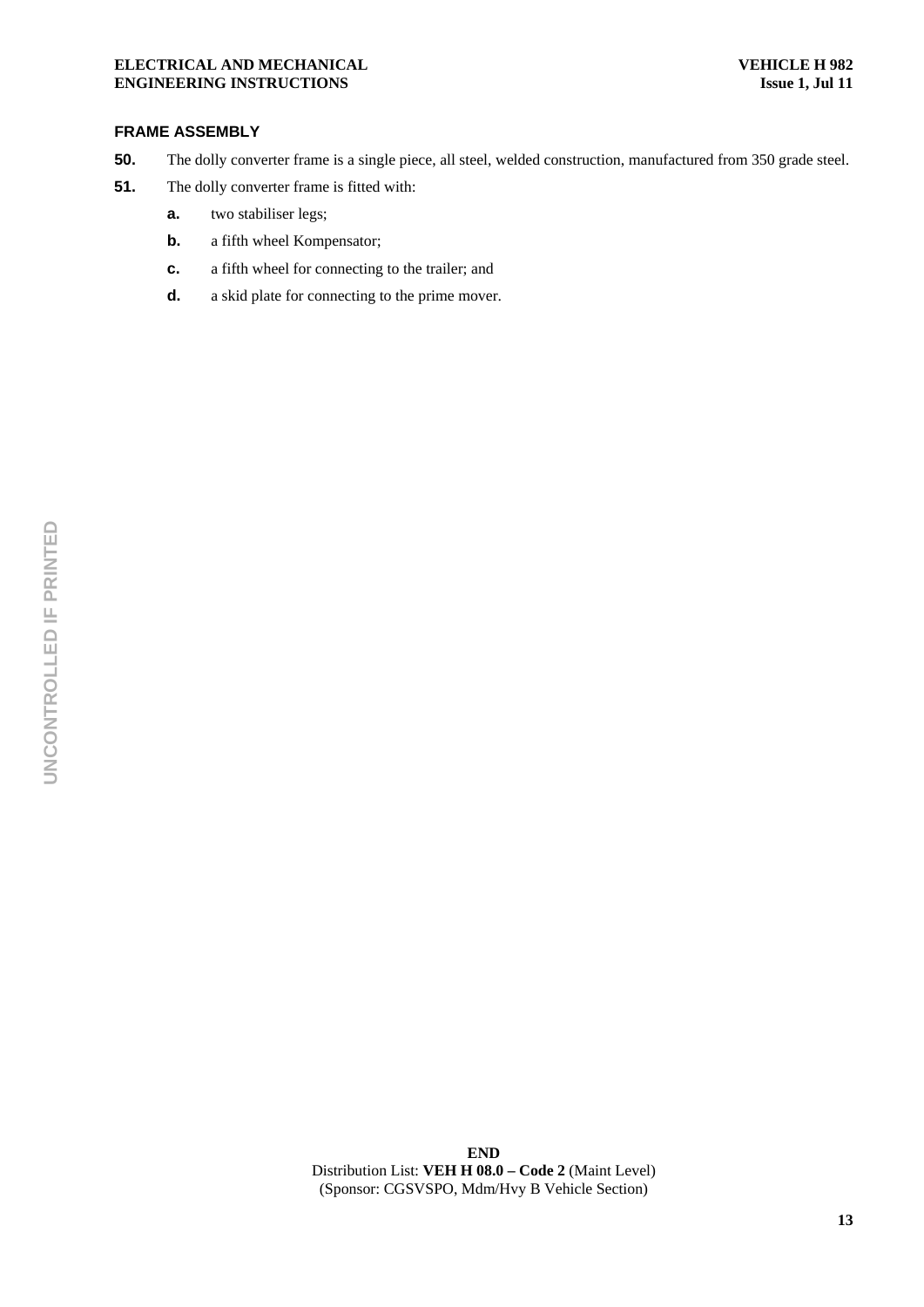## FRAME ASSEMBLY

**50.** The dolly converter frame is a single piece, all steel, welded construction, manufactured from 350 grade steel.

**51.** The dolly converter frame is fitted with:

- **a.** two stabiliser legs;
- **b.** a fifth wheel Kompensator;
- **c.** a fifth wheel for connecting to the trailer; and
- **d.** a skid plate for connecting to the prime mover.

**END**

Distribution List: **VEH H 08.0 – Code 2** (Maint Level)
(Sponsor: CGSVSPO, Mdm/Hvy B Vehicle Section)